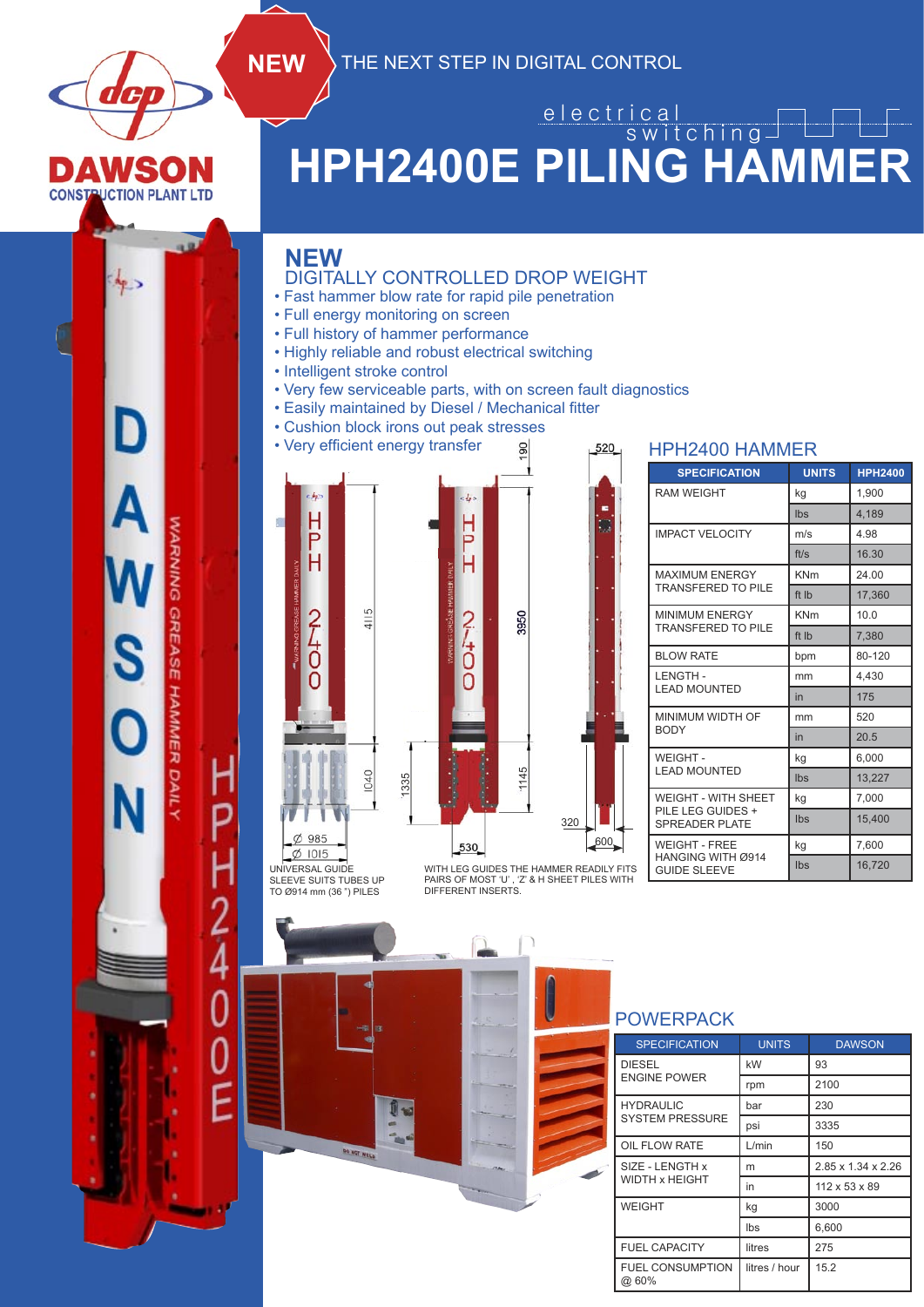DAWSON CONSTRUCTION PLANT LTD

NEW

THE NEXT STEP IN DIGITAL CONTROL

electrical switching

# HPH2400E PILING HAMMER

## NEW
### DIGITALLY CONTROLLED DROP WEIGHT

- Fast hammer blow rate for rapid pile penetration
- Full energy monitoring on screen
- Full history of hammer performance
- Highly reliable and robust electrical switching
- Intelligent stroke control
- Very few serviceable parts, with on screen fault diagnostics
- Easily maintained by Diesel / Mechanical fitter
- Cushion block irons out peak stresses
- Very efficient energy transfer

UNIVERSAL GUIDE SLEEVE SUITS TUBES UP TO Ø914 mm (36 ") PILES

WITH LEG GUIDES THE HAMMER READILY FITS PAIRS OF MOST 'U', 'Z' & H SHEET PILES WITH DIFFERENT INSERTS.

## HPH2400 HAMMER

| SPECIFICATION | UNITS | HPH2400 |
|---|---|---|
| RAM WEIGHT | kg | 1,900 |
| | lbs | 4,189 |
| IMPACT VELOCITY | m/s | 4.98 |
| | ft/s | 16.30 |
| MAXIMUM ENERGY TRANSFERED TO PILE | KNm | 24.00 |
| | ft lb | 17,360 |
| MINIMUM ENERGY TRANSFERED TO PILE | KNm | 10.0 |
| | ft lb | 7,380 |
| BLOW RATE | bpm | 80-120 |
| LENGTH - LEAD MOUNTED | mm | 4,430 |
| | in | 175 |
| MINIMUM WIDTH OF BODY | mm | 520 |
| | in | 20.5 |
| WEIGHT - LEAD MOUNTED | kg | 6,000 |
| | lbs | 13,227 |
| WEIGHT - WITH SHEET PILE LEG GUIDES + SPREADER PLATE | kg | 7,000 |
| | lbs | 15,400 |
| WEIGHT - FREE HANGING WITH Ø914 GUIDE SLEEVE | kg | 7,600 |
| | lbs | 16,720 |

## POWERPACK

| SPECIFICATION | UNITS | DAWSON |
|---|---|---|
| DIESEL ENGINE POWER | kW | 93 |
| | rpm | 2100 |
| HYDRAULIC SYSTEM PRESSURE | bar | 230 |
| | psi | 3335 |
| OIL FLOW RATE | L/min | 150 |
| SIZE - LENGTH x WIDTH x HEIGHT | m | 2.85 x 1.34 x 2.26 |
| | in | 112 x 53 x 89 |
| WEIGHT | kg | 3000 |
| | lbs | 6,600 |
| FUEL CAPACITY | litres | 275 |
| FUEL CONSUMPTION @ 60% | litres / hour | 15.2 |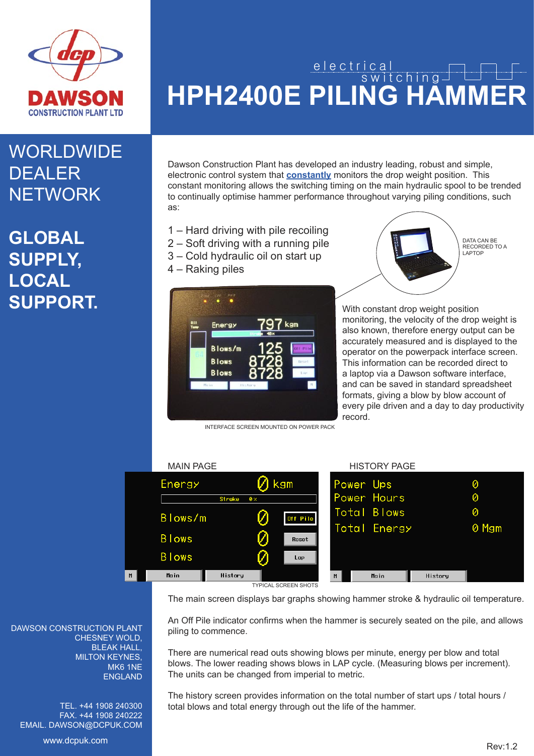DAWSON CONSTRUCTION PLANT LTD

electrical switching

# HPH2400E PILING HAMMER

WORLDWIDE DEALER NETWORK

**GLOBAL SUPPLY, LOCAL SUPPORT.**

Dawson Construction Plant has developed an industry leading, robust and simple, electronic control system that **constantly** monitors the drop weight position. This constant monitoring allows the switching timing on the main hydraulic spool to be trended to continually optimise hammer performance throughout varying piling conditions, such as:

1 – Hard driving with pile recoiling
2 – Soft driving with a running pile
3 – Cold hydraulic oil on start up
4 – Raking piles

DATA CAN BE RECORDED TO A LAPTOP

INTERFACE SCREEN MOUNTED ON POWER PACK

With constant drop weight position monitoring, the velocity of the drop weight is also known, therefore energy output can be accurately measured and is displayed to the operator on the powerpack interface screen. This information can be recorded direct to a laptop via a Dawson software interface, and can be saved in standard spreadsheet formats, giving a blow by blow account of every pile driven and a day to day productivity record.

MAIN PAGE

HISTORY PAGE

TYPICAL SCREEN SHOTS

The main screen displays bar graphs showing hammer stroke & hydraulic oil temperature.

An Off Pile indicator confirms when the hammer is securely seated on the pile, and allows piling to commence.

There are numerical read outs showing blows per minute, energy per blow and total blows. The lower reading shows blows in LAP cycle. (Measuring blows per increment). The units can be changed from imperial to metric.

The history screen provides information on the total number of start ups / total hours / total blows and total energy through out the life of the hammer.

DAWSON CONSTRUCTION PLANT
CHESNEY WOLD,
BLEAK HALL,
MILTON KEYNES,
MK6 1NE
ENGLAND

TEL. +44 1908 240300
FAX. +44 1908 240222
EMAIL. DAWSON@DCPUK.COM

www.dcpuk.com

Rev:1.2